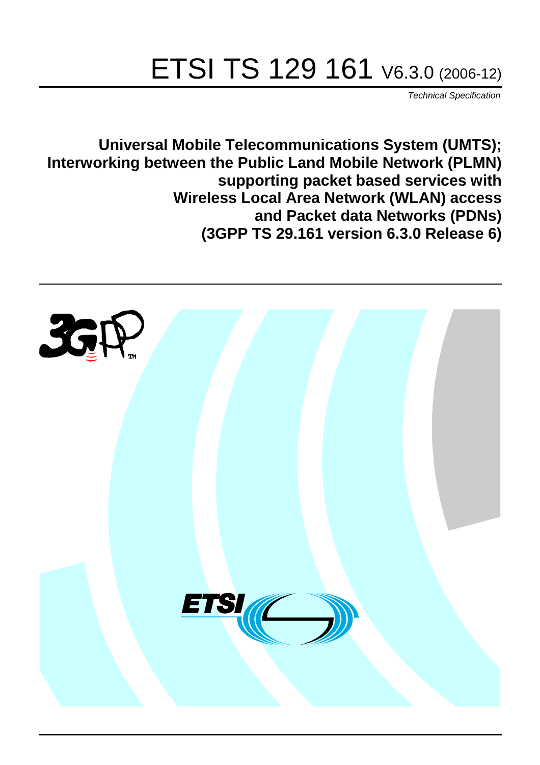# ETSI TS 129 161 V6.3.0 (2006-12)

*Technical Specification*

**Universal Mobile Telecommunications System (UMTS);**
**Interworking between the Public Land Mobile Network (PLMN) supporting packet based services with Wireless Local Area Network (WLAN) access and Packet data Networks (PDNs)**
**(3GPP TS 29.161 version 6.3.0 Release 6)**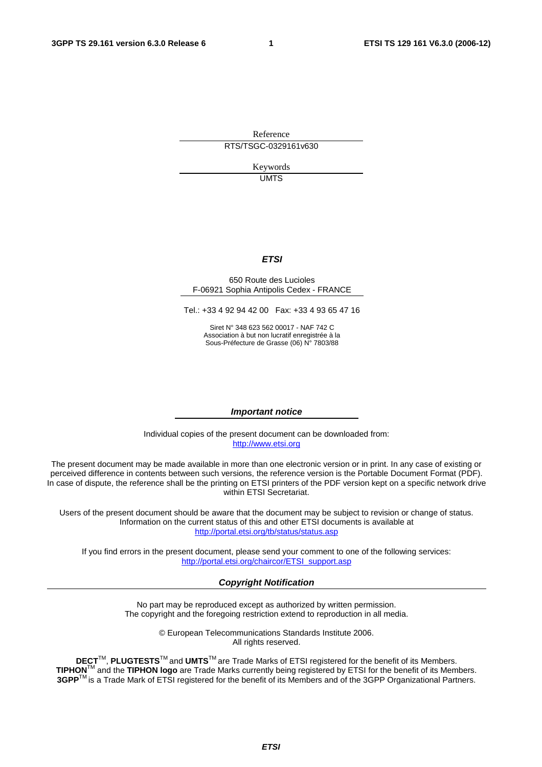Reference

RTS/TSGC-0329161v630

Keywords

UMTS

***ETSI***

650 Route des Lucioles
F-06921 Sophia Antipolis Cedex - FRANCE

Tel.: +33 4 92 94 42 00 Fax: +33 4 93 65 47 16

Siret N° 348 623 562 00017 - NAF 742 C
Association à but non lucratif enregistrée à la
Sous-Préfecture de Grasse (06) N° 7803/88

***Important notice***

Individual copies of the present document can be downloaded from:
http://www.etsi.org

The present document may be made available in more than one electronic version or in print. In any case of existing or perceived difference in contents between such versions, the reference version is the Portable Document Format (PDF). In case of dispute, the reference shall be the printing on ETSI printers of the PDF version kept on a specific network drive within ETSI Secretariat.

Users of the present document should be aware that the document may be subject to revision or change of status. Information on the current status of this and other ETSI documents is available at
http://portal.etsi.org/tb/status/status.asp

If you find errors in the present document, please send your comment to one of the following services:
http://portal.etsi.org/chaircor/ETSI_support.asp

***Copyright Notification***

No part may be reproduced except as authorized by written permission.
The copyright and the foregoing restriction extend to reproduction in all media.

© European Telecommunications Standards Institute 2006.
All rights reserved.

**DECT**™, **PLUGTESTS**™ and **UMTS**™ are Trade Marks of ETSI registered for the benefit of its Members.
**TIPHON**™ and the **TIPHON logo** are Trade Marks currently being registered by ETSI for the benefit of its Members.
**3GPP**™ is a Trade Mark of ETSI registered for the benefit of its Members and of the 3GPP Organizational Partners.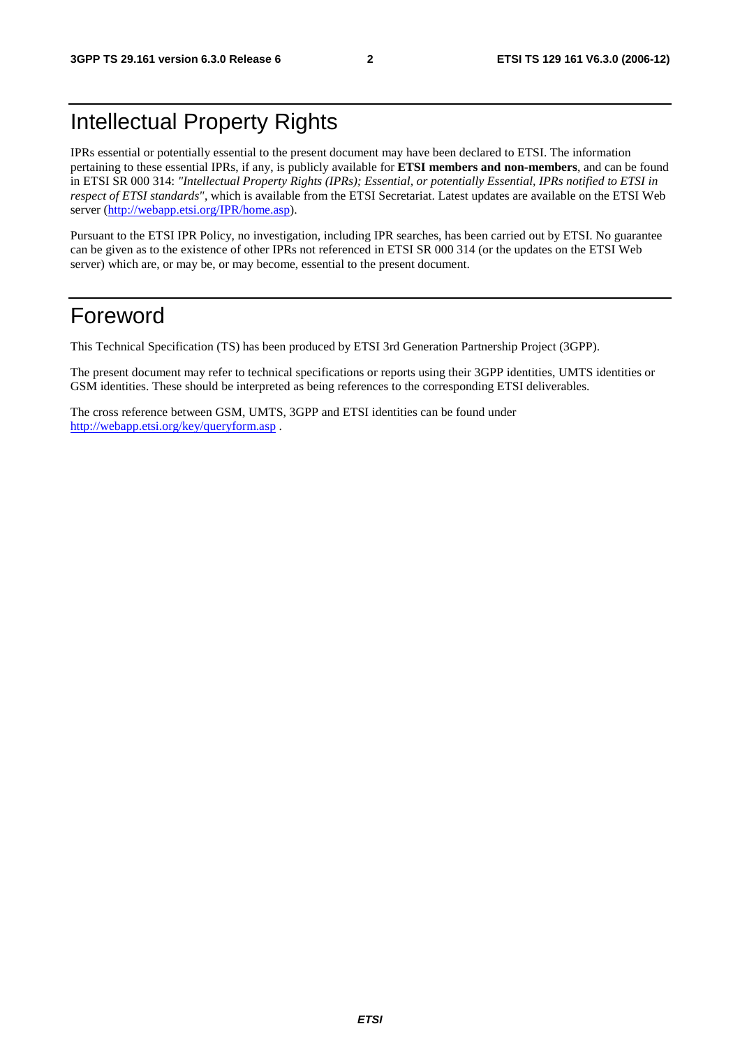# Intellectual Property Rights

IPRs essential or potentially essential to the present document may have been declared to ETSI. The information pertaining to these essential IPRs, if any, is publicly available for **ETSI members and non-members**, and can be found in ETSI SR 000 314: *"Intellectual Property Rights (IPRs); Essential, or potentially Essential, IPRs notified to ETSI in respect of ETSI standards"*, which is available from the ETSI Secretariat. Latest updates are available on the ETSI Web server (http://webapp.etsi.org/IPR/home.asp).

Pursuant to the ETSI IPR Policy, no investigation, including IPR searches, has been carried out by ETSI. No guarantee can be given as to the existence of other IPRs not referenced in ETSI SR 000 314 (or the updates on the ETSI Web server) which are, or may be, or may become, essential to the present document.

# Foreword

This Technical Specification (TS) has been produced by ETSI 3rd Generation Partnership Project (3GPP).

The present document may refer to technical specifications or reports using their 3GPP identities, UMTS identities or GSM identities. These should be interpreted as being references to the corresponding ETSI deliverables.

The cross reference between GSM, UMTS, 3GPP and ETSI identities can be found under http://webapp.etsi.org/key/queryform.asp .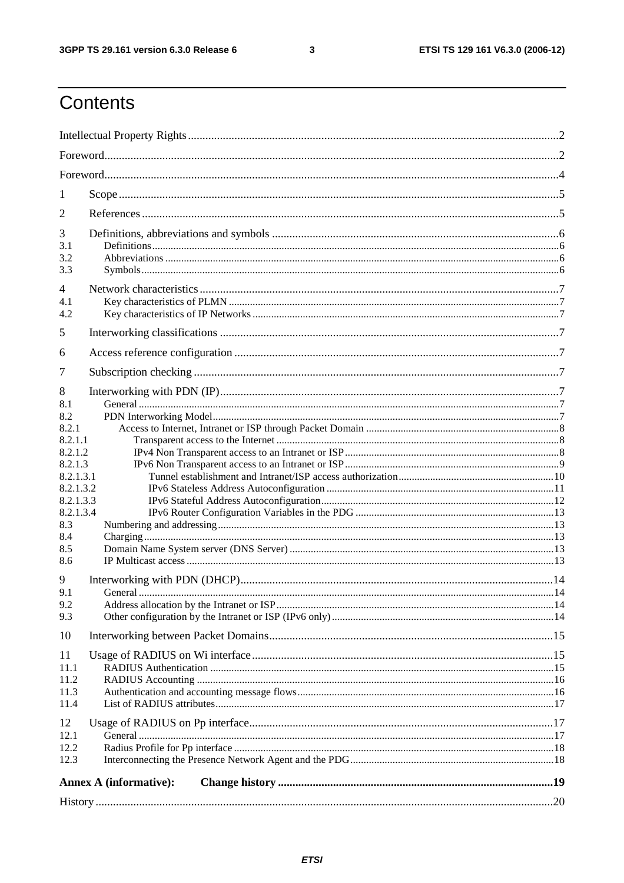# Contents

Intellectual Property Rights ..... 2

Foreword ..... 2

Foreword ..... 4

1 Scope ..... 5

2 References ..... 5

3 Definitions, abbreviations and symbols ..... 6
- 3.1 Definitions ..... 6
- 3.2 Abbreviations ..... 6
- 3.3 Symbols ..... 6

4 Network characteristics ..... 7
- 4.1 Key characteristics of PLMN ..... 7
- 4.2 Key characteristics of IP Networks ..... 7

5 Interworking classifications ..... 7

6 Access reference configuration ..... 7

7 Subscription checking ..... 7

8 Interworking with PDN (IP) ..... 7
- 8.1 General ..... 7
- 8.2 PDN Interworking Model ..... 7
- 8.2.1 Access to Internet, Intranet or ISP through Packet Domain ..... 8
- 8.2.1.1 Transparent access to the Internet ..... 8
- 8.2.1.2 IPv4 Non Transparent access to an Intranet or ISP ..... 8
- 8.2.1.3 IPv6 Non Transparent access to an Intranet or ISP ..... 9
- 8.2.1.3.1 Tunnel establishment and Intranet/ISP access authorization ..... 10
- 8.2.1.3.2 IPv6 Stateless Address Autoconfiguration ..... 11
- 8.2.1.3.3 IPv6 Stateful Address Autoconfiguration ..... 12
- 8.2.1.3.4 IPv6 Router Configuration Variables in the PDG ..... 13
- 8.3 Numbering and addressing ..... 13
- 8.4 Charging ..... 13
- 8.5 Domain Name System server (DNS Server) ..... 13
- 8.6 IP Multicast access ..... 13

9 Interworking with PDN (DHCP) ..... 14
- 9.1 General ..... 14
- 9.2 Address allocation by the Intranet or ISP ..... 14
- 9.3 Other configuration by the Intranet or ISP (IPv6 only) ..... 14

10 Interworking between Packet Domains ..... 15

11 Usage of RADIUS on Wi interface ..... 15
- 11.1 RADIUS Authentication ..... 15
- 11.2 RADIUS Accounting ..... 16
- 11.3 Authentication and accounting message flows ..... 16
- 11.4 List of RADIUS attributes ..... 17

12 Usage of RADIUS on Pp interface ..... 17
- 12.1 General ..... 17
- 12.2 Radius Profile for Pp interface ..... 18
- 12.3 Interconnecting the Presence Network Agent and the PDG ..... 18

**Annex A (informative): Change history ..... 19**

History ..... 20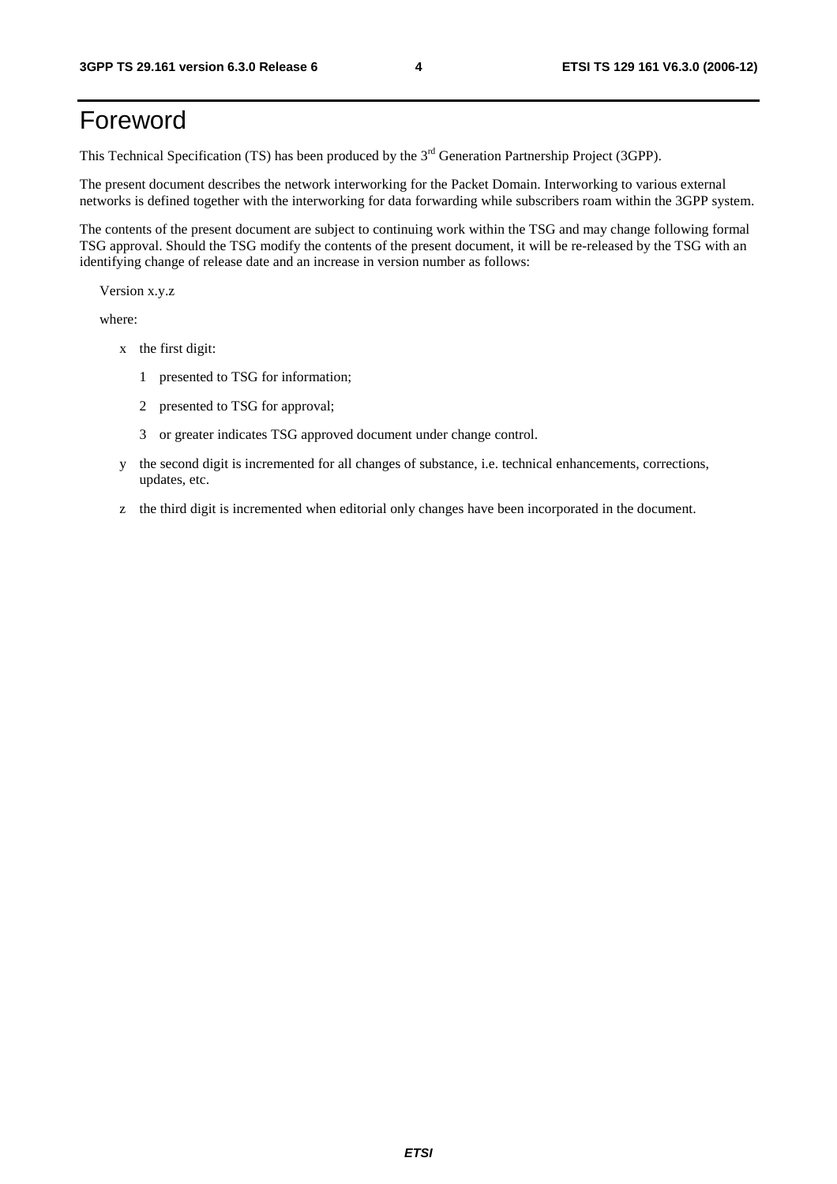# Foreword

This Technical Specification (TS) has been produced by the 3rd Generation Partnership Project (3GPP).

The present document describes the network interworking for the Packet Domain. Interworking to various external networks is defined together with the interworking for data forwarding while subscribers roam within the 3GPP system.

The contents of the present document are subject to continuing work within the TSG and may change following formal TSG approval. Should the TSG modify the contents of the present document, it will be re-released by the TSG with an identifying change of release date and an increase in version number as follows:

Version x.y.z

where:

- x the first digit:
  - 1 presented to TSG for information;
  - 2 presented to TSG for approval;
  - 3 or greater indicates TSG approved document under change control.
- y the second digit is incremented for all changes of substance, i.e. technical enhancements, corrections, updates, etc.
- z the third digit is incremented when editorial only changes have been incorporated in the document.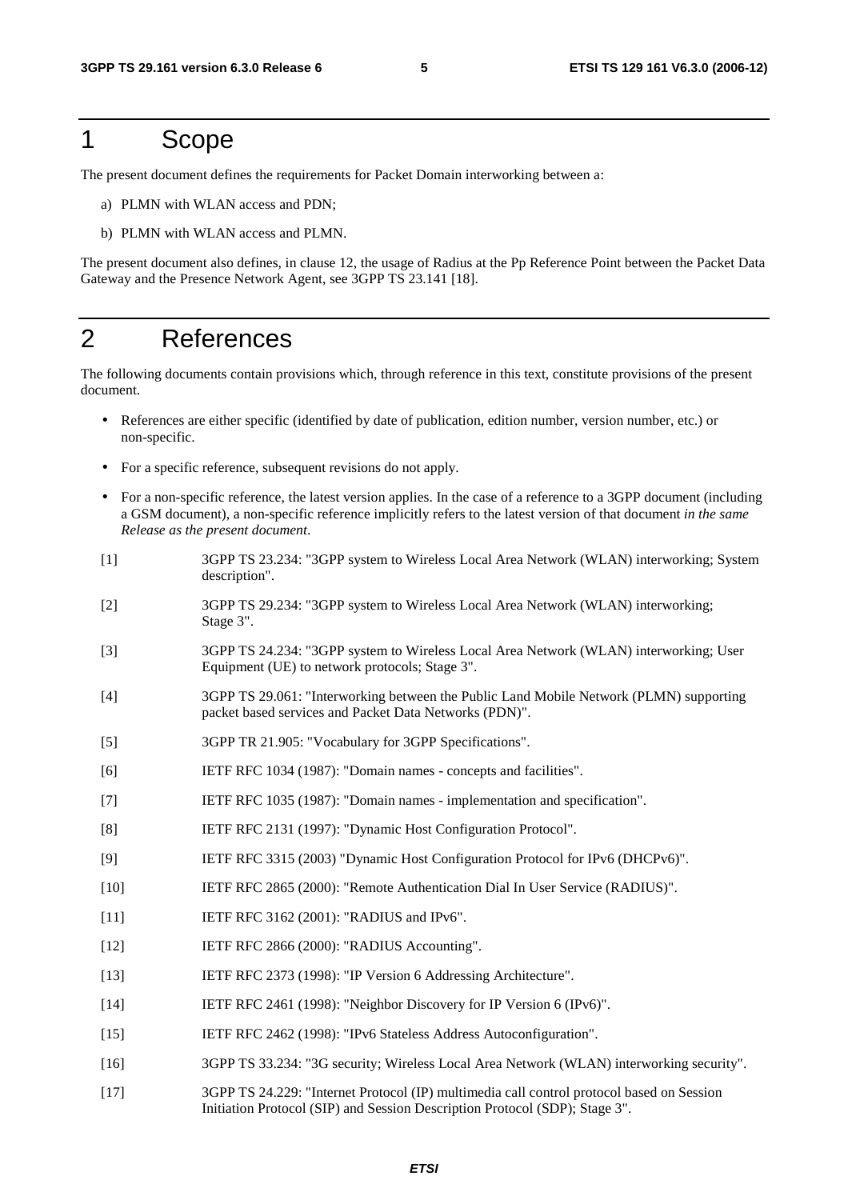# 1 Scope

The present document defines the requirements for Packet Domain interworking between a:

a) PLMN with WLAN access and PDN;

b) PLMN with WLAN access and PLMN.

The present document also defines, in clause 12, the usage of Radius at the Pp Reference Point between the Packet Data Gateway and the Presence Network Agent, see 3GPP TS 23.141 [18].

# 2 References

The following documents contain provisions which, through reference in this text, constitute provisions of the present document.

- References are either specific (identified by date of publication, edition number, version number, etc.) or non-specific.
- For a specific reference, subsequent revisions do not apply.
- For a non-specific reference, the latest version applies. In the case of a reference to a 3GPP document (including a GSM document), a non-specific reference implicitly refers to the latest version of that document *in the same Release as the present document*.

[1] 3GPP TS 23.234: "3GPP system to Wireless Local Area Network (WLAN) interworking; System description".

[2] 3GPP TS 29.234: "3GPP system to Wireless Local Area Network (WLAN) interworking; Stage 3".

[3] 3GPP TS 24.234: "3GPP system to Wireless Local Area Network (WLAN) interworking; User Equipment (UE) to network protocols; Stage 3".

[4] 3GPP TS 29.061: "Interworking between the Public Land Mobile Network (PLMN) supporting packet based services and Packet Data Networks (PDN)".

[5] 3GPP TR 21.905: "Vocabulary for 3GPP Specifications".

[6] IETF RFC 1034 (1987): "Domain names - concepts and facilities".

[7] IETF RFC 1035 (1987): "Domain names - implementation and specification".

[8] IETF RFC 2131 (1997): "Dynamic Host Configuration Protocol".

[9] IETF RFC 3315 (2003) "Dynamic Host Configuration Protocol for IPv6 (DHCPv6)".

[10] IETF RFC 2865 (2000): "Remote Authentication Dial In User Service (RADIUS)".

[11] IETF RFC 3162 (2001): "RADIUS and IPv6".

[12] IETF RFC 2866 (2000): "RADIUS Accounting".

[13] IETF RFC 2373 (1998): "IP Version 6 Addressing Architecture".

[14] IETF RFC 2461 (1998): "Neighbor Discovery for IP Version 6 (IPv6)".

[15] IETF RFC 2462 (1998): "IPv6 Stateless Address Autoconfiguration".

[16] 3GPP TS 33.234: "3G security; Wireless Local Area Network (WLAN) interworking security".

[17] 3GPP TS 24.229: "Internet Protocol (IP) multimedia call control protocol based on Session Initiation Protocol (SIP) and Session Description Protocol (SDP); Stage 3".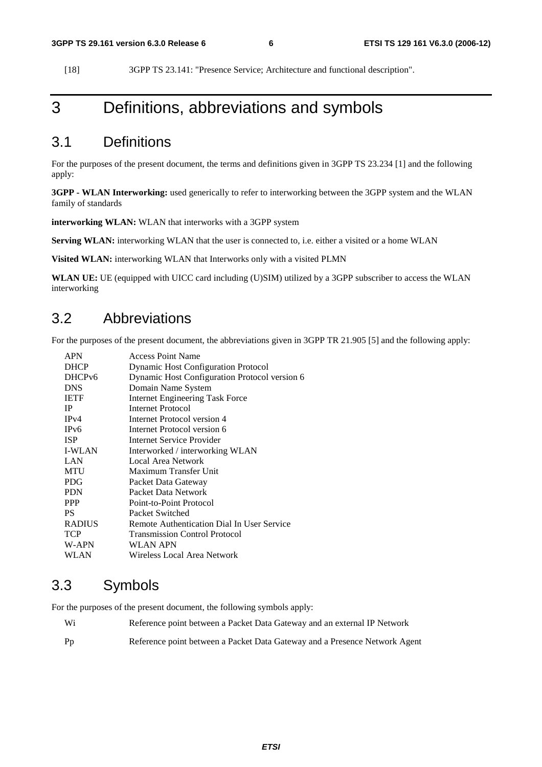[18] 3GPP TS 23.141: "Presence Service; Architecture and functional description".

# 3 Definitions, abbreviations and symbols

## 3.1 Definitions

For the purposes of the present document, the terms and definitions given in 3GPP TS 23.234 [1] and the following apply:

**3GPP - WLAN Interworking:** used generically to refer to interworking between the 3GPP system and the WLAN family of standards

**interworking WLAN:** WLAN that interworks with a 3GPP system

**Serving WLAN:** interworking WLAN that the user is connected to, i.e. either a visited or a home WLAN

**Visited WLAN:** interworking WLAN that Interworks only with a visited PLMN

**WLAN UE:** UE (equipped with UICC card including (U)SIM) utilized by a 3GPP subscriber to access the WLAN interworking

## 3.2 Abbreviations

For the purposes of the present document, the abbreviations given in 3GPP TR 21.905 [5] and the following apply:

| | |
|---|---|
| APN | Access Point Name |
| DHCP | Dynamic Host Configuration Protocol |
| DHCPv6 | Dynamic Host Configuration Protocol version 6 |
| DNS | Domain Name System |
| IETF | Internet Engineering Task Force |
| IP | Internet Protocol |
| IPv4 | Internet Protocol version 4 |
| IPv6 | Internet Protocol version 6 |
| ISP | Internet Service Provider |
| I-WLAN | Interworked / interworking WLAN |
| LAN | Local Area Network |
| MTU | Maximum Transfer Unit |
| PDG | Packet Data Gateway |
| PDN | Packet Data Network |
| PPP | Point-to-Point Protocol |
| PS | Packet Switched |
| RADIUS | Remote Authentication Dial In User Service |
| TCP | Transmission Control Protocol |
| W-APN | WLAN APN |
| WLAN | Wireless Local Area Network |

## 3.3 Symbols

For the purposes of the present document, the following symbols apply:

| | |
|---|---|
| Wi | Reference point between a Packet Data Gateway and an external IP Network |
| Pp | Reference point between a Packet Data Gateway and a Presence Network Agent |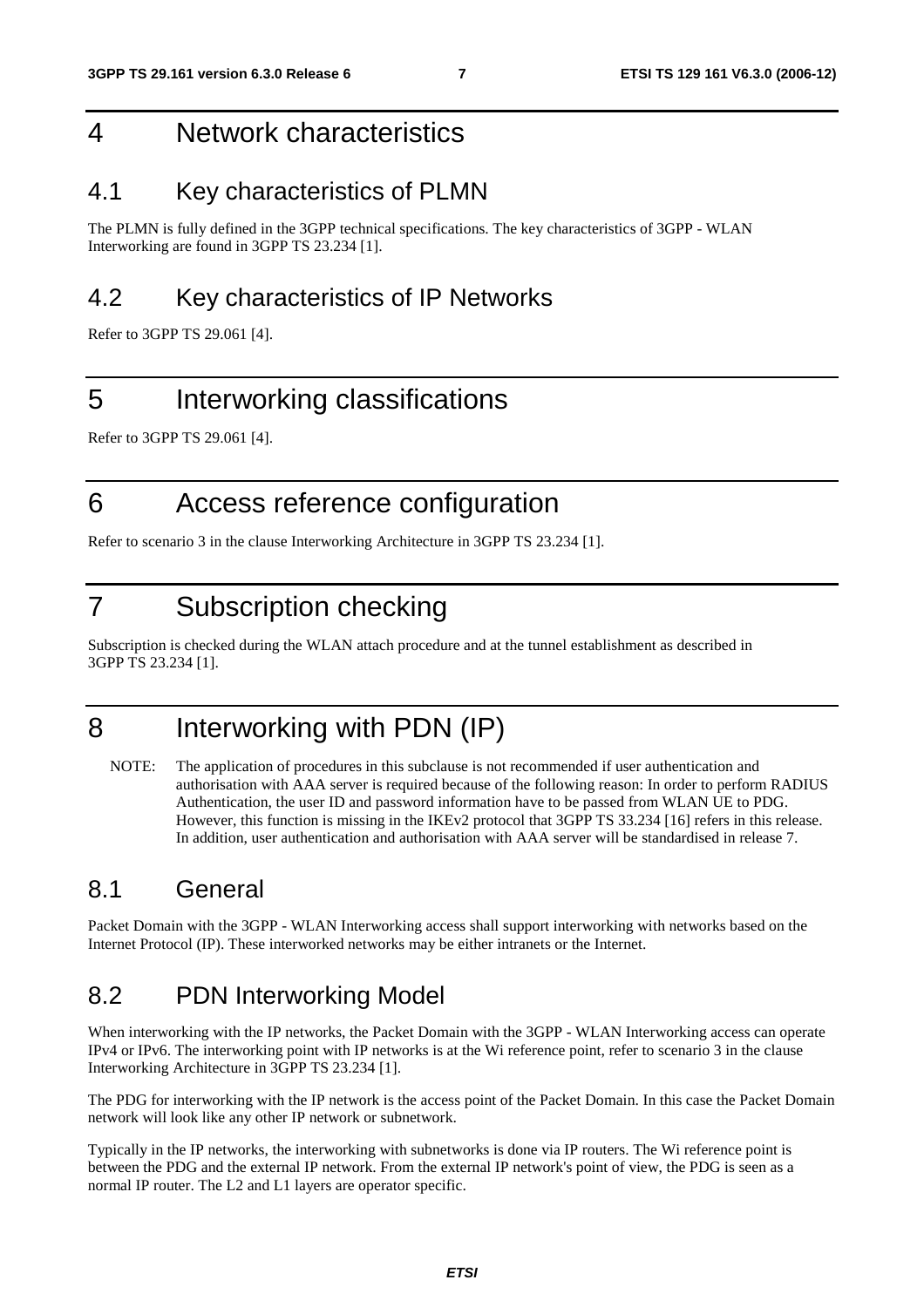# 4 Network characteristics

## 4.1 Key characteristics of PLMN

The PLMN is fully defined in the 3GPP technical specifications. The key characteristics of 3GPP - WLAN Interworking are found in 3GPP TS 23.234 [1].

## 4.2 Key characteristics of IP Networks

Refer to 3GPP TS 29.061 [4].

# 5 Interworking classifications

Refer to 3GPP TS 29.061 [4].

# 6 Access reference configuration

Refer to scenario 3 in the clause Interworking Architecture in 3GPP TS 23.234 [1].

# 7 Subscription checking

Subscription is checked during the WLAN attach procedure and at the tunnel establishment as described in 3GPP TS 23.234 [1].

# 8 Interworking with PDN (IP)

NOTE: The application of procedures in this subclause is not recommended if user authentication and authorisation with AAA server is required because of the following reason: In order to perform RADIUS Authentication, the user ID and password information have to be passed from WLAN UE to PDG. However, this function is missing in the IKEv2 protocol that 3GPP TS 33.234 [16] refers in this release. In addition, user authentication and authorisation with AAA server will be standardised in release 7.

## 8.1 General

Packet Domain with the 3GPP - WLAN Interworking access shall support interworking with networks based on the Internet Protocol (IP). These interworked networks may be either intranets or the Internet.

## 8.2 PDN Interworking Model

When interworking with the IP networks, the Packet Domain with the 3GPP - WLAN Interworking access can operate IPv4 or IPv6. The interworking point with IP networks is at the Wi reference point, refer to scenario 3 in the clause Interworking Architecture in 3GPP TS 23.234 [1].

The PDG for interworking with the IP network is the access point of the Packet Domain. In this case the Packet Domain network will look like any other IP network or subnetwork.

Typically in the IP networks, the interworking with subnetworks is done via IP routers. The Wi reference point is between the PDG and the external IP network. From the external IP network's point of view, the PDG is seen as a normal IP router. The L2 and L1 layers are operator specific.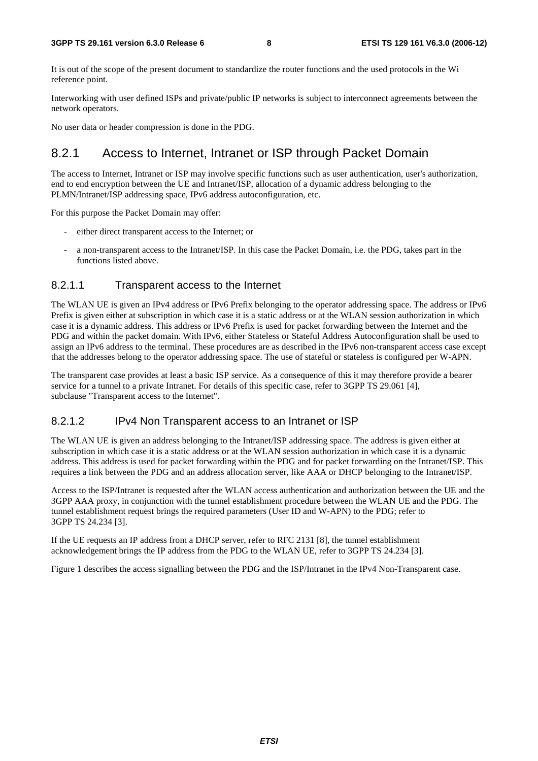It is out of the scope of the present document to standardize the router functions and the used protocols in the Wi reference point.

Interworking with user defined ISPs and private/public IP networks is subject to interconnect agreements between the network operators.

No user data or header compression is done in the PDG.

### 8.2.1 Access to Internet, Intranet or ISP through Packet Domain

The access to Internet, Intranet or ISP may involve specific functions such as user authentication, user's authorization, end to end encryption between the UE and Intranet/ISP, allocation of a dynamic address belonging to the PLMN/Intranet/ISP addressing space, IPv6 address autoconfiguration, etc.

For this purpose the Packet Domain may offer:

- either direct transparent access to the Internet; or
- a non-transparent access to the Intranet/ISP. In this case the Packet Domain, i.e. the PDG, takes part in the functions listed above.

#### 8.2.1.1 Transparent access to the Internet

The WLAN UE is given an IPv4 address or IPv6 Prefix belonging to the operator addressing space. The address or IPv6 Prefix is given either at subscription in which case it is a static address or at the WLAN session authorization in which case it is a dynamic address. This address or IPv6 Prefix is used for packet forwarding between the Internet and the PDG and within the packet domain. With IPv6, either Stateless or Stateful Address Autoconfiguration shall be used to assign an IPv6 address to the terminal. These procedures are as described in the IPv6 non-transparent access case except that the addresses belong to the operator addressing space. The use of stateful or stateless is configured per W-APN.

The transparent case provides at least a basic ISP service. As a consequence of this it may therefore provide a bearer service for a tunnel to a private Intranet. For details of this specific case, refer to 3GPP TS 29.061 [4], subclause "Transparent access to the Internet".

#### 8.2.1.2 IPv4 Non Transparent access to an Intranet or ISP

The WLAN UE is given an address belonging to the Intranet/ISP addressing space. The address is given either at subscription in which case it is a static address or at the WLAN session authorization in which case it is a dynamic address. This address is used for packet forwarding within the PDG and for packet forwarding on the Intranet/ISP. This requires a link between the PDG and an address allocation server, like AAA or DHCP belonging to the Intranet/ISP.

Access to the ISP/Intranet is requested after the WLAN access authentication and authorization between the UE and the 3GPP AAA proxy, in conjunction with the tunnel establishment procedure between the WLAN UE and the PDG. The tunnel establishment request brings the required parameters (User ID and W-APN) to the PDG; refer to 3GPP TS 24.234 [3].

If the UE requests an IP address from a DHCP server, refer to RFC 2131 [8], the tunnel establishment acknowledgement brings the IP address from the PDG to the WLAN UE, refer to 3GPP TS 24.234 [3].

Figure 1 describes the access signalling between the PDG and the ISP/Intranet in the IPv4 Non-Transparent case.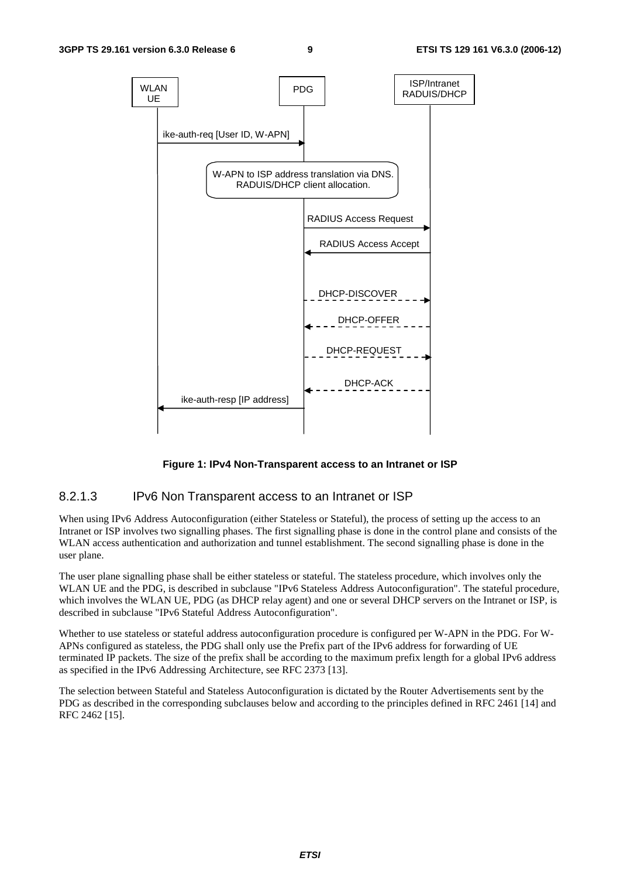**Figure 1: IPv4 Non-Transparent access to an Intranet or ISP**

### 8.2.1.3 IPv6 Non Transparent access to an Intranet or ISP

When using IPv6 Address Autoconfiguration (either Stateless or Stateful), the process of setting up the access to an Intranet or ISP involves two signalling phases. The first signalling phase is done in the control plane and consists of the WLAN access authentication and authorization and tunnel establishment. The second signalling phase is done in the user plane.

The user plane signalling phase shall be either stateless or stateful. The stateless procedure, which involves only the WLAN UE and the PDG, is described in subclause "IPv6 Stateless Address Autoconfiguration". The stateful procedure, which involves the WLAN UE, PDG (as DHCP relay agent) and one or several DHCP servers on the Intranet or ISP, is described in subclause "IPv6 Stateful Address Autoconfiguration".

Whether to use stateless or stateful address autoconfiguration procedure is configured per W-APN in the PDG. For W-APNs configured as stateless, the PDG shall only use the Prefix part of the IPv6 address for forwarding of UE terminated IP packets. The size of the prefix shall be according to the maximum prefix length for a global IPv6 address as specified in the IPv6 Addressing Architecture, see RFC 2373 [13].

The selection between Stateful and Stateless Autoconfiguration is dictated by the Router Advertisements sent by the PDG as described in the corresponding subclauses below and according to the principles defined in RFC 2461 [14] and RFC 2462 [15].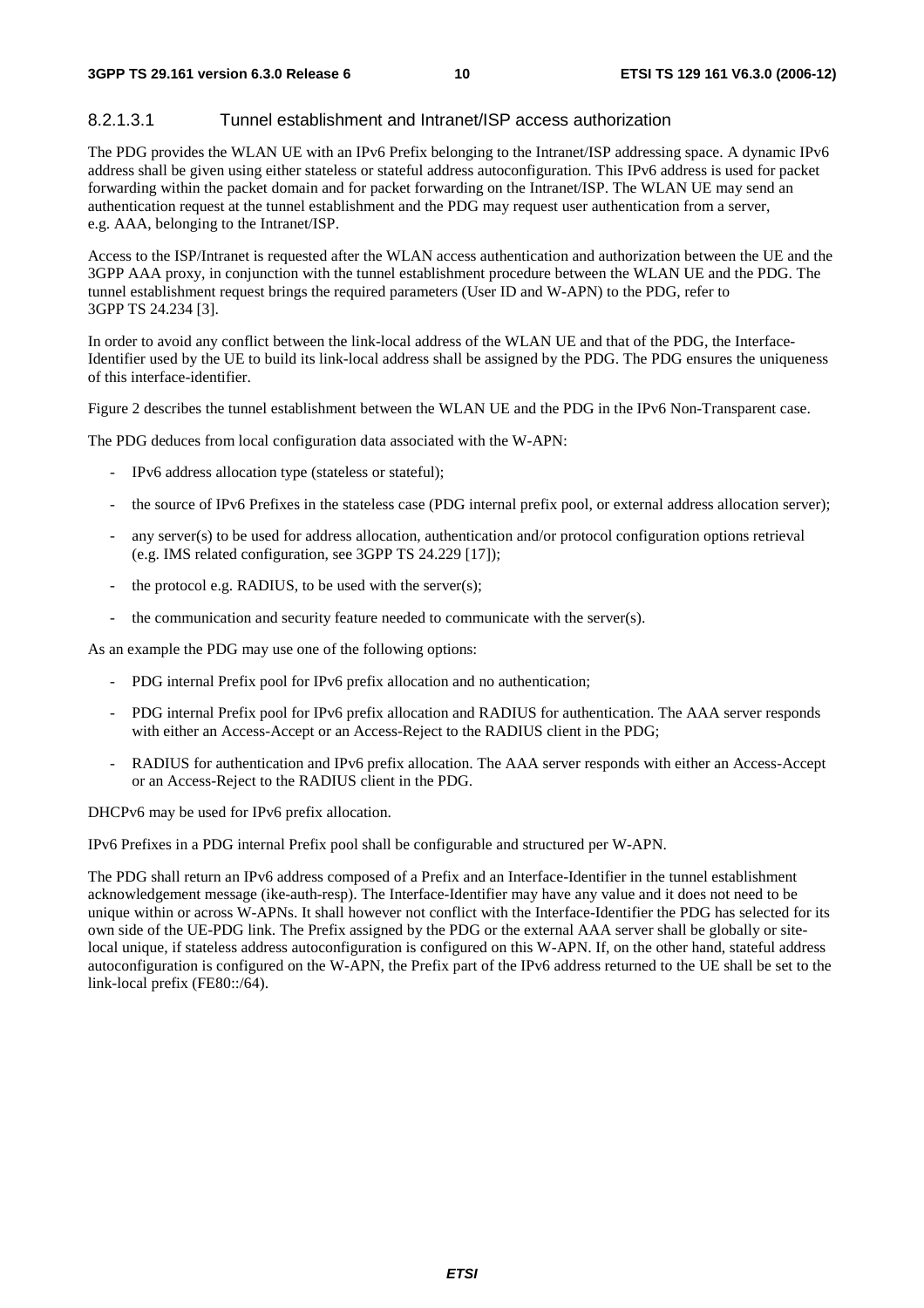#### 8.2.1.3.1 Tunnel establishment and Intranet/ISP access authorization

The PDG provides the WLAN UE with an IPv6 Prefix belonging to the Intranet/ISP addressing space. A dynamic IPv6 address shall be given using either stateless or stateful address autoconfiguration. This IPv6 address is used for packet forwarding within the packet domain and for packet forwarding on the Intranet/ISP. The WLAN UE may send an authentication request at the tunnel establishment and the PDG may request user authentication from a server, e.g. AAA, belonging to the Intranet/ISP.

Access to the ISP/Intranet is requested after the WLAN access authentication and authorization between the UE and the 3GPP AAA proxy, in conjunction with the tunnel establishment procedure between the WLAN UE and the PDG. The tunnel establishment request brings the required parameters (User ID and W-APN) to the PDG, refer to 3GPP TS 24.234 [3].

In order to avoid any conflict between the link-local address of the WLAN UE and that of the PDG, the Interface-Identifier used by the UE to build its link-local address shall be assigned by the PDG. The PDG ensures the uniqueness of this interface-identifier.

Figure 2 describes the tunnel establishment between the WLAN UE and the PDG in the IPv6 Non-Transparent case.

The PDG deduces from local configuration data associated with the W-APN:

- IPv6 address allocation type (stateless or stateful);
- the source of IPv6 Prefixes in the stateless case (PDG internal prefix pool, or external address allocation server);
- any server(s) to be used for address allocation, authentication and/or protocol configuration options retrieval (e.g. IMS related configuration, see 3GPP TS 24.229 [17]);
- the protocol e.g. RADIUS, to be used with the server(s);
- the communication and security feature needed to communicate with the server(s).

As an example the PDG may use one of the following options:

- PDG internal Prefix pool for IPv6 prefix allocation and no authentication;
- PDG internal Prefix pool for IPv6 prefix allocation and RADIUS for authentication. The AAA server responds with either an Access-Accept or an Access-Reject to the RADIUS client in the PDG;
- RADIUS for authentication and IPv6 prefix allocation. The AAA server responds with either an Access-Accept or an Access-Reject to the RADIUS client in the PDG.

DHCPv6 may be used for IPv6 prefix allocation.

IPv6 Prefixes in a PDG internal Prefix pool shall be configurable and structured per W-APN.

The PDG shall return an IPv6 address composed of a Prefix and an Interface-Identifier in the tunnel establishment acknowledgement message (ike-auth-resp). The Interface-Identifier may have any value and it does not need to be unique within or across W-APNs. It shall however not conflict with the Interface-Identifier the PDG has selected for its own side of the UE-PDG link. The Prefix assigned by the PDG or the external AAA server shall be globally or site-local unique, if stateless address autoconfiguration is configured on this W-APN. If, on the other hand, stateful address autoconfiguration is configured on the W-APN, the Prefix part of the IPv6 address returned to the UE shall be set to the link-local prefix (FE80::/64).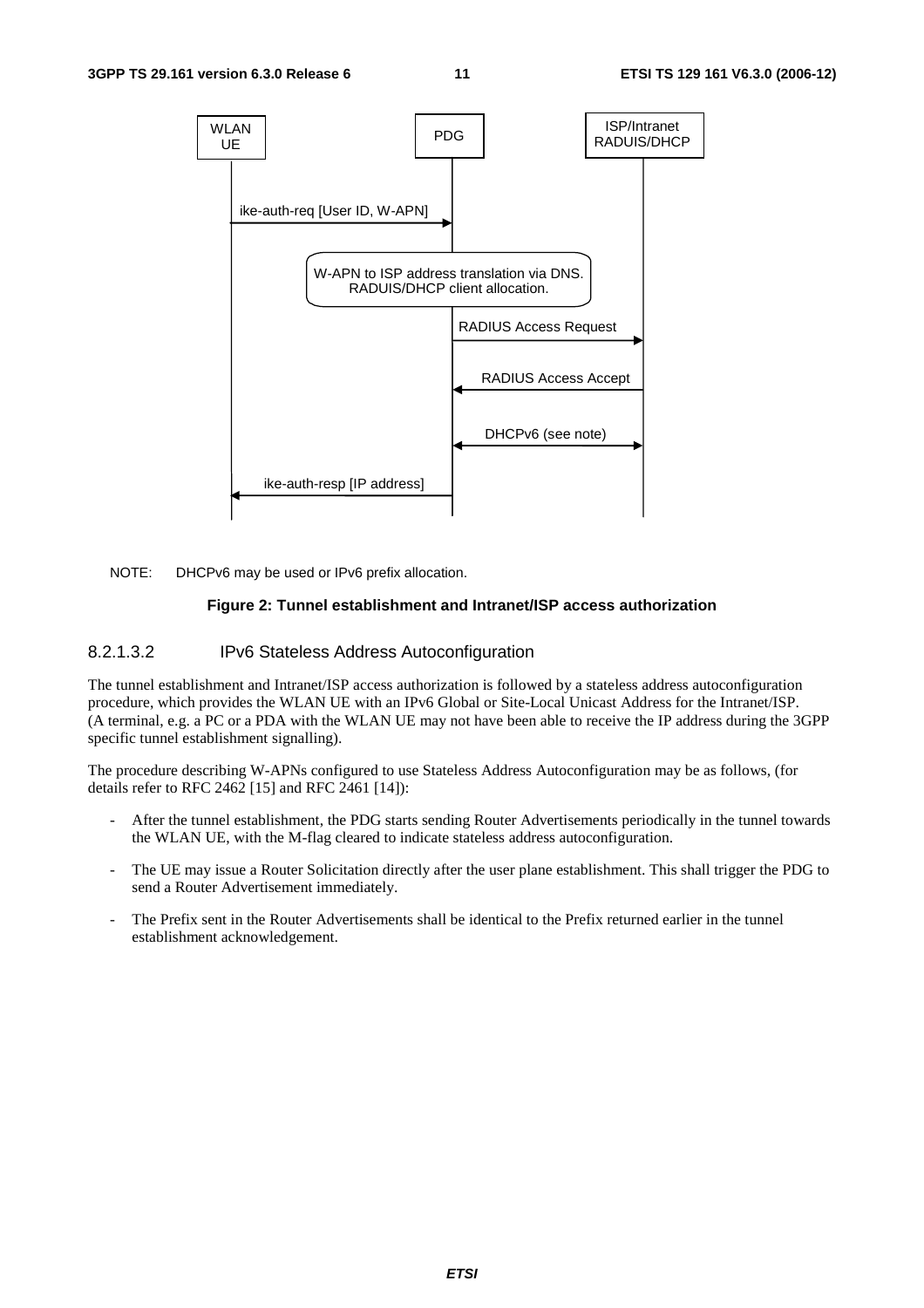```
WLAN UE                         PDG                         ISP/Intranet
                                                            RADUIS/DHCP
   |                             |                               |
   |--ike-auth-req [User ID, W-APN]-->|                          |
   |                             |                               |
   |      W-APN to ISP address translation via DNS.              |
   |      RADUIS/DHCP client allocation.                         |
   |                             |                               |
   |                             |--RADIUS Access Request------->|
   |                             |                               |
   |                             |<-------RADIUS Access Accept---|
   |                             |                               |
   |                             |<----DHCPv6 (see note)-------->|
   |                             |                               |
   |<--ike-auth-resp [IP address]--|                             |
```

NOTE: DHCPv6 may be used or IPv6 prefix allocation.

**Figure 2: Tunnel establishment and Intranet/ISP access authorization**

#### 8.2.1.3.2 IPv6 Stateless Address Autoconfiguration

The tunnel establishment and Intranet/ISP access authorization is followed by a stateless address autoconfiguration procedure, which provides the WLAN UE with an IPv6 Global or Site-Local Unicast Address for the Intranet/ISP. (A terminal, e.g. a PC or a PDA with the WLAN UE may not have been able to receive the IP address during the 3GPP specific tunnel establishment signalling).

The procedure describing W-APNs configured to use Stateless Address Autoconfiguration may be as follows, (for details refer to RFC 2462 [15] and RFC 2461 [14]):

- After the tunnel establishment, the PDG starts sending Router Advertisements periodically in the tunnel towards the WLAN UE, with the M-flag cleared to indicate stateless address autoconfiguration.
- The UE may issue a Router Solicitation directly after the user plane establishment. This shall trigger the PDG to send a Router Advertisement immediately.
- The Prefix sent in the Router Advertisements shall be identical to the Prefix returned earlier in the tunnel establishment acknowledgement.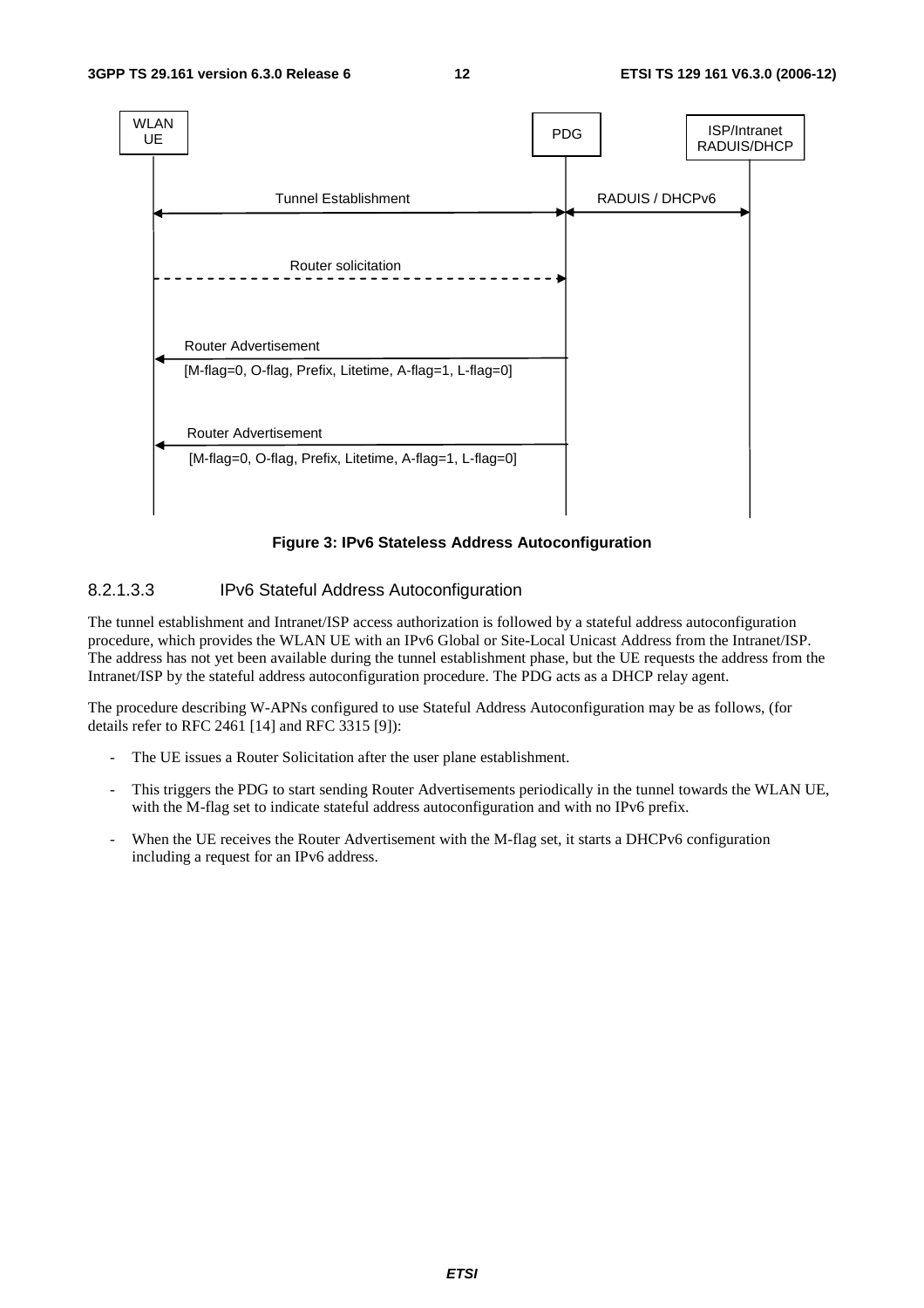**Figure 3: IPv6 Stateless Address Autoconfiguration**

#### 8.2.1.3.3 IPv6 Stateful Address Autoconfiguration

The tunnel establishment and Intranet/ISP access authorization is followed by a stateful address autoconfiguration procedure, which provides the WLAN UE with an IPv6 Global or Site-Local Unicast Address from the Intranet/ISP. The address has not yet been available during the tunnel establishment phase, but the UE requests the address from the Intranet/ISP by the stateful address autoconfiguration procedure. The PDG acts as a DHCP relay agent.

The procedure describing W-APNs configured to use Stateful Address Autoconfiguration may be as follows, (for details refer to RFC 2461 [14] and RFC 3315 [9]):

- The UE issues a Router Solicitation after the user plane establishment.
- This triggers the PDG to start sending Router Advertisements periodically in the tunnel towards the WLAN UE, with the M-flag set to indicate stateful address autoconfiguration and with no IPv6 prefix.
- When the UE receives the Router Advertisement with the M-flag set, it starts a DHCPv6 configuration including a request for an IPv6 address.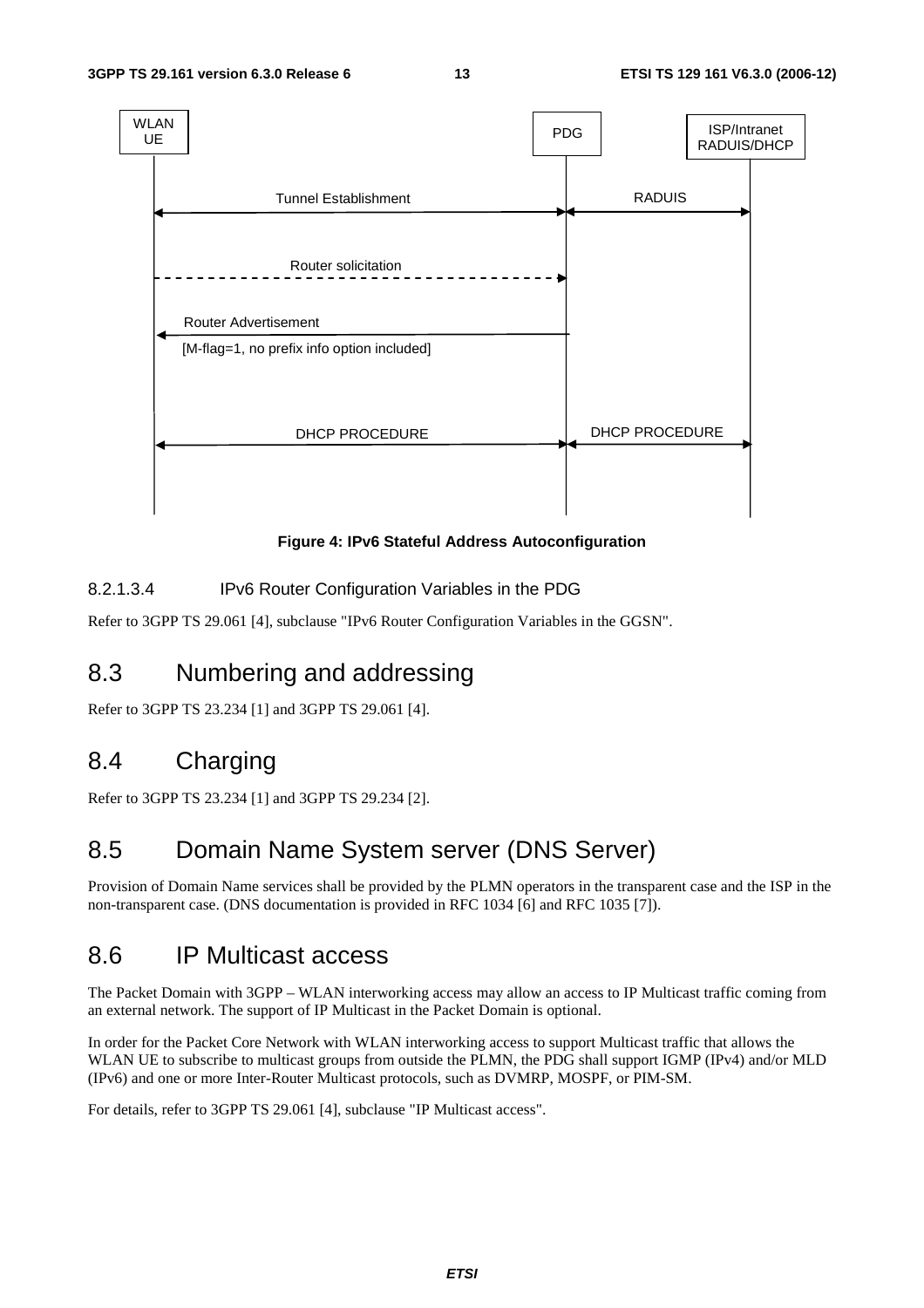WLAN UE | PDG | ISP/Intranet RADUIS/DHCP

Tunnel Establishment | RADUIS

Router solicitation

Router Advertisement

[M-flag=1, no prefix info option included]

DHCP PROCEDURE | DHCP PROCEDURE

**Figure 4: IPv6 Stateful Address Autoconfiguration**

#### 8.2.1.3.4 IPv6 Router Configuration Variables in the PDG

Refer to 3GPP TS 29.061 [4], subclause "IPv6 Router Configuration Variables in the GGSN".

## 8.3 Numbering and addressing

Refer to 3GPP TS 23.234 [1] and 3GPP TS 29.061 [4].

## 8.4 Charging

Refer to 3GPP TS 23.234 [1] and 3GPP TS 29.234 [2].

## 8.5 Domain Name System server (DNS Server)

Provision of Domain Name services shall be provided by the PLMN operators in the transparent case and the ISP in the non-transparent case. (DNS documentation is provided in RFC 1034 [6] and RFC 1035 [7]).

## 8.6 IP Multicast access

The Packet Domain with 3GPP – WLAN interworking access may allow an access to IP Multicast traffic coming from an external network. The support of IP Multicast in the Packet Domain is optional.

In order for the Packet Core Network with WLAN interworking access to support Multicast traffic that allows the WLAN UE to subscribe to multicast groups from outside the PLMN, the PDG shall support IGMP (IPv4) and/or MLD (IPv6) and one or more Inter-Router Multicast protocols, such as DVMRP, MOSPF, or PIM-SM.

For details, refer to 3GPP TS 29.061 [4], subclause "IP Multicast access".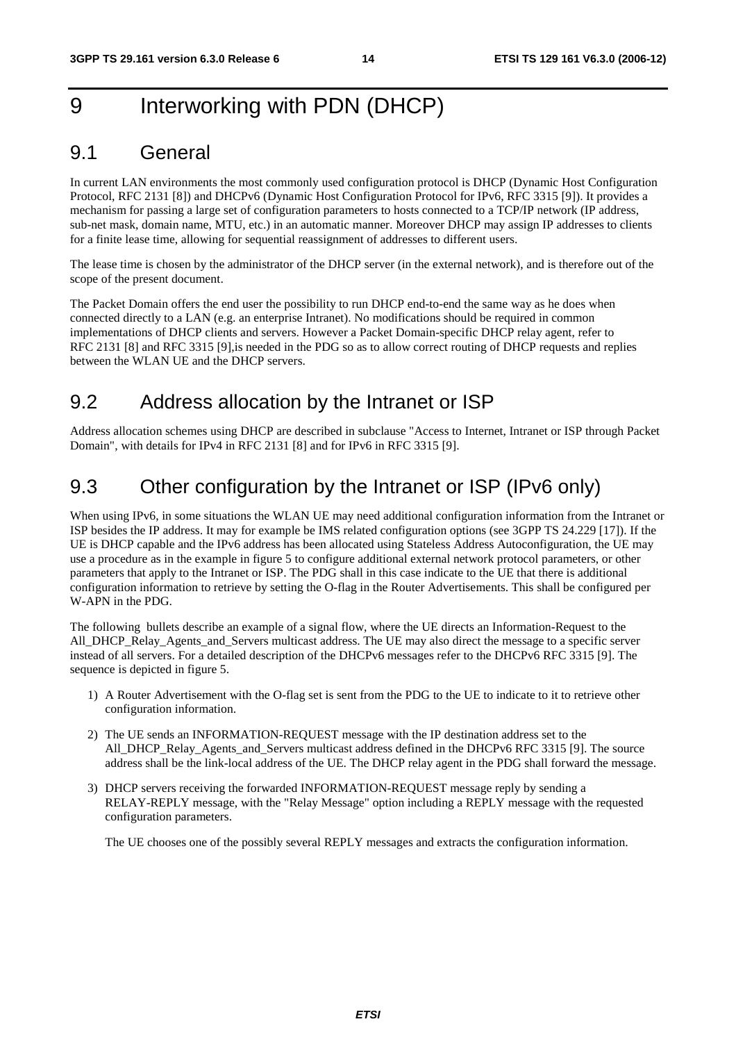# 9 Interworking with PDN (DHCP)

## 9.1 General

In current LAN environments the most commonly used configuration protocol is DHCP (Dynamic Host Configuration Protocol, RFC 2131 [8]) and DHCPv6 (Dynamic Host Configuration Protocol for IPv6, RFC 3315 [9]). It provides a mechanism for passing a large set of configuration parameters to hosts connected to a TCP/IP network (IP address, sub-net mask, domain name, MTU, etc.) in an automatic manner. Moreover DHCP may assign IP addresses to clients for a finite lease time, allowing for sequential reassignment of addresses to different users.

The lease time is chosen by the administrator of the DHCP server (in the external network), and is therefore out of the scope of the present document.

The Packet Domain offers the end user the possibility to run DHCP end-to-end the same way as he does when connected directly to a LAN (e.g. an enterprise Intranet). No modifications should be required in common implementations of DHCP clients and servers. However a Packet Domain-specific DHCP relay agent, refer to RFC 2131 [8] and RFC 3315 [9],is needed in the PDG so as to allow correct routing of DHCP requests and replies between the WLAN UE and the DHCP servers.

## 9.2 Address allocation by the Intranet or ISP

Address allocation schemes using DHCP are described in subclause "Access to Internet, Intranet or ISP through Packet Domain", with details for IPv4 in RFC 2131 [8] and for IPv6 in RFC 3315 [9].

## 9.3 Other configuration by the Intranet or ISP (IPv6 only)

When using IPv6, in some situations the WLAN UE may need additional configuration information from the Intranet or ISP besides the IP address. It may for example be IMS related configuration options (see 3GPP TS 24.229 [17]). If the UE is DHCP capable and the IPv6 address has been allocated using Stateless Address Autoconfiguration, the UE may use a procedure as in the example in figure 5 to configure additional external network protocol parameters, or other parameters that apply to the Intranet or ISP. The PDG shall in this case indicate to the UE that there is additional configuration information to retrieve by setting the O-flag in the Router Advertisements. This shall be configured per W-APN in the PDG.

The following bullets describe an example of a signal flow, where the UE directs an Information-Request to the All_DHCP_Relay_Agents_and_Servers multicast address. The UE may also direct the message to a specific server instead of all servers. For a detailed description of the DHCPv6 messages refer to the DHCPv6 RFC 3315 [9]. The sequence is depicted in figure 5.

1) A Router Advertisement with the O-flag set is sent from the PDG to the UE to indicate to it to retrieve other configuration information.

2) The UE sends an INFORMATION-REQUEST message with the IP destination address set to the All_DHCP_Relay_Agents_and_Servers multicast address defined in the DHCPv6 RFC 3315 [9]. The source address shall be the link-local address of the UE. The DHCP relay agent in the PDG shall forward the message.

3) DHCP servers receiving the forwarded INFORMATION-REQUEST message reply by sending a RELAY-REPLY message, with the "Relay Message" option including a REPLY message with the requested configuration parameters.

   The UE chooses one of the possibly several REPLY messages and extracts the configuration information.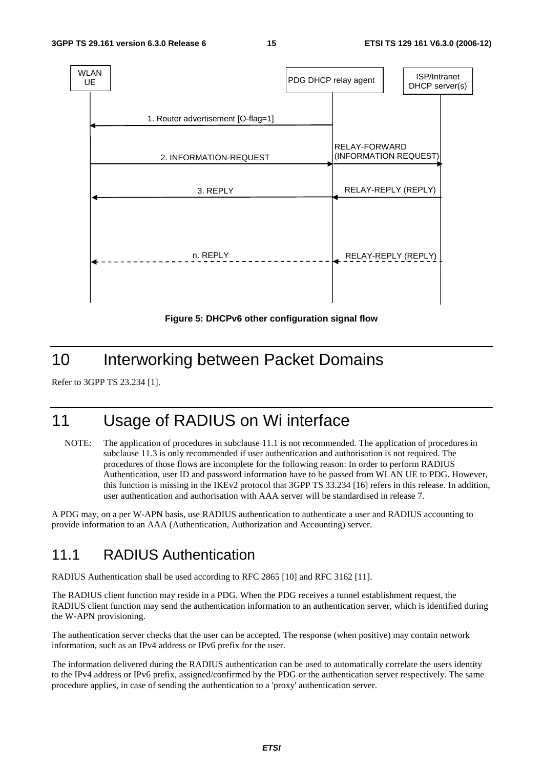**Figure 5: DHCPv6 other configuration signal flow**

# 10 Interworking between Packet Domains

Refer to 3GPP TS 23.234 [1].

# 11 Usage of RADIUS on Wi interface

NOTE: The application of procedures in subclause 11.1 is not recommended. The application of procedures in subclause 11.3 is only recommended if user authentication and authorisation is not required. The procedures of those flows are incomplete for the following reason: In order to perform RADIUS Authentication, user ID and password information have to be passed from WLAN UE to PDG. However, this function is missing in the IKEv2 protocol that 3GPP TS 33.234 [16] refers in this release. In addition, user authentication and authorisation with AAA server will be standardised in release 7.

A PDG may, on a per W-APN basis, use RADIUS authentication to authenticate a user and RADIUS accounting to provide information to an AAA (Authentication, Authorization and Accounting) server.

## 11.1 RADIUS Authentication

RADIUS Authentication shall be used according to RFC 2865 [10] and RFC 3162 [11].

The RADIUS client function may reside in a PDG. When the PDG receives a tunnel establishment request, the RADIUS client function may send the authentication information to an authentication server, which is identified during the W-APN provisioning.

The authentication server checks that the user can be accepted. The response (when positive) may contain network information, such as an IPv4 address or IPv6 prefix for the user.

The information delivered during the RADIUS authentication can be used to automatically correlate the users identity to the IPv4 address or IPv6 prefix, assigned/confirmed by the PDG or the authentication server respectively. The same procedure applies, in case of sending the authentication to a 'proxy' authentication server.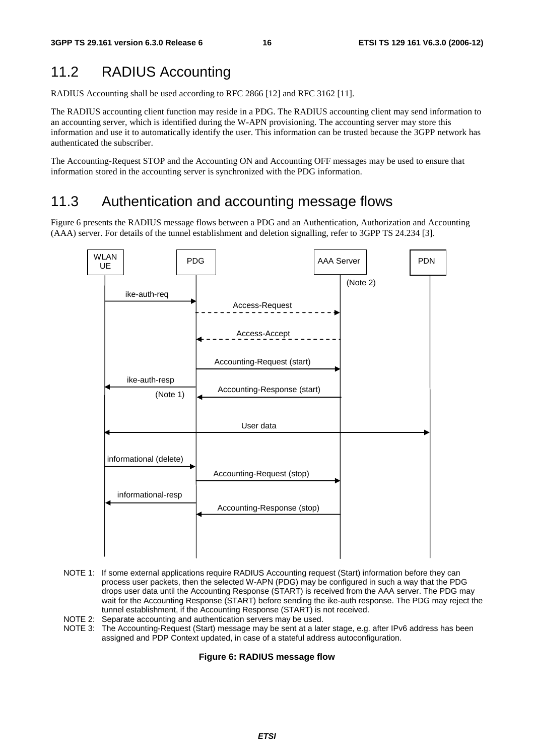## 11.2 RADIUS Accounting

RADIUS Accounting shall be used according to RFC 2866 [12] and RFC 3162 [11].

The RADIUS accounting client function may reside in a PDG. The RADIUS accounting client may send information to an accounting server, which is identified during the W-APN provisioning. The accounting server may store this information and use it to automatically identify the user. This information can be trusted because the 3GPP network has authenticated the subscriber.

The Accounting-Request STOP and the Accounting ON and Accounting OFF messages may be used to ensure that information stored in the accounting server is synchronized with the PDG information.

## 11.3 Authentication and accounting message flows

Figure 6 presents the RADIUS message flows between a PDG and an Authentication, Authorization and Accounting (AAA) server. For details of the tunnel establishment and deletion signalling, refer to 3GPP TS 24.234 [3].

WLAN UE | PDG | AAA Server | PDN

(Note 2)

ike-auth-req

Access-Request

Access-Accept

Accounting-Request (start)

ike-auth-resp

Accounting-Response (start)

(Note 1)

User data

informational (delete)

Accounting-Request (stop)

informational-resp

Accounting-Response (stop)

NOTE 1: If some external applications require RADIUS Accounting request (Start) information before they can process user packets, then the selected W-APN (PDG) may be configured in such a way that the PDG drops user data until the Accounting Response (START) is received from the AAA server. The PDG may wait for the Accounting Response (START) before sending the ike-auth response. The PDG may reject the tunnel establishment, if the Accounting Response (START) is not received.

NOTE 2: Separate accounting and authentication servers may be used.

NOTE 3: The Accounting-Request (Start) message may be sent at a later stage, e.g. after IPv6 address has been assigned and PDP Context updated, in case of a stateful address autoconfiguration.

**Figure 6: RADIUS message flow**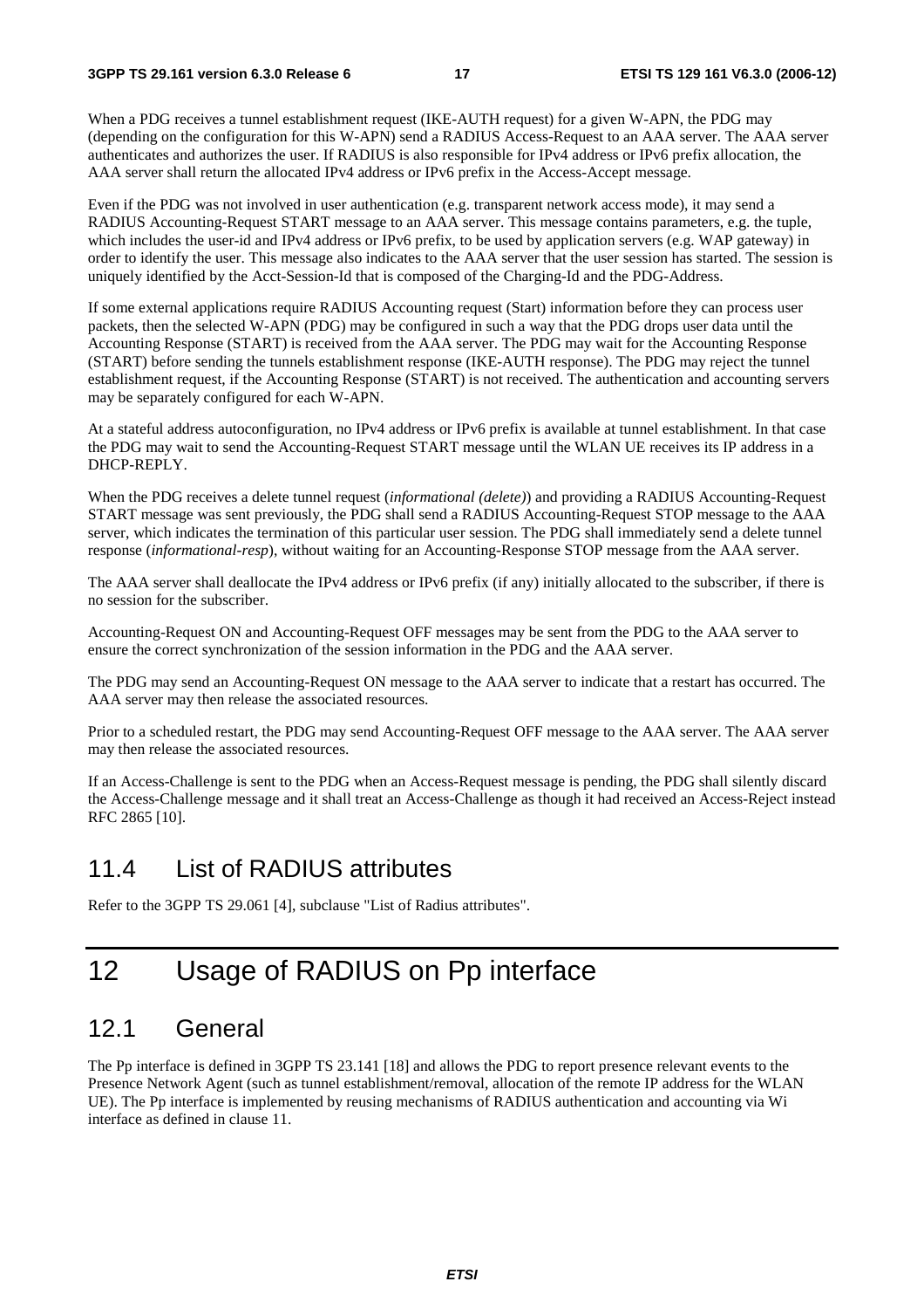When a PDG receives a tunnel establishment request (IKE-AUTH request) for a given W-APN, the PDG may (depending on the configuration for this W-APN) send a RADIUS Access-Request to an AAA server. The AAA server authenticates and authorizes the user. If RADIUS is also responsible for IPv4 address or IPv6 prefix allocation, the AAA server shall return the allocated IPv4 address or IPv6 prefix in the Access-Accept message.

Even if the PDG was not involved in user authentication (e.g. transparent network access mode), it may send a RADIUS Accounting-Request START message to an AAA server. This message contains parameters, e.g. the tuple, which includes the user-id and IPv4 address or IPv6 prefix, to be used by application servers (e.g. WAP gateway) in order to identify the user. This message also indicates to the AAA server that the user session has started. The session is uniquely identified by the Acct-Session-Id that is composed of the Charging-Id and the PDG-Address.

If some external applications require RADIUS Accounting request (Start) information before they can process user packets, then the selected W-APN (PDG) may be configured in such a way that the PDG drops user data until the Accounting Response (START) is received from the AAA server. The PDG may wait for the Accounting Response (START) before sending the tunnels establishment response (IKE-AUTH response). The PDG may reject the tunnel establishment request, if the Accounting Response (START) is not received. The authentication and accounting servers may be separately configured for each W-APN.

At a stateful address autoconfiguration, no IPv4 address or IPv6 prefix is available at tunnel establishment. In that case the PDG may wait to send the Accounting-Request START message until the WLAN UE receives its IP address in a DHCP-REPLY.

When the PDG receives a delete tunnel request (*informational (delete)*) and providing a RADIUS Accounting-Request START message was sent previously, the PDG shall send a RADIUS Accounting-Request STOP message to the AAA server, which indicates the termination of this particular user session. The PDG shall immediately send a delete tunnel response (*informational-resp*), without waiting for an Accounting-Response STOP message from the AAA server.

The AAA server shall deallocate the IPv4 address or IPv6 prefix (if any) initially allocated to the subscriber, if there is no session for the subscriber.

Accounting-Request ON and Accounting-Request OFF messages may be sent from the PDG to the AAA server to ensure the correct synchronization of the session information in the PDG and the AAA server.

The PDG may send an Accounting-Request ON message to the AAA server to indicate that a restart has occurred. The AAA server may then release the associated resources.

Prior to a scheduled restart, the PDG may send Accounting-Request OFF message to the AAA server. The AAA server may then release the associated resources.

If an Access-Challenge is sent to the PDG when an Access-Request message is pending, the PDG shall silently discard the Access-Challenge message and it shall treat an Access-Challenge as though it had received an Access-Reject instead RFC 2865 [10].

## 11.4 List of RADIUS attributes

Refer to the 3GPP TS 29.061 [4], subclause "List of Radius attributes".

# 12 Usage of RADIUS on Pp interface

## 12.1 General

The Pp interface is defined in 3GPP TS 23.141 [18] and allows the PDG to report presence relevant events to the Presence Network Agent (such as tunnel establishment/removal, allocation of the remote IP address for the WLAN UE). The Pp interface is implemented by reusing mechanisms of RADIUS authentication and accounting via Wi interface as defined in clause 11.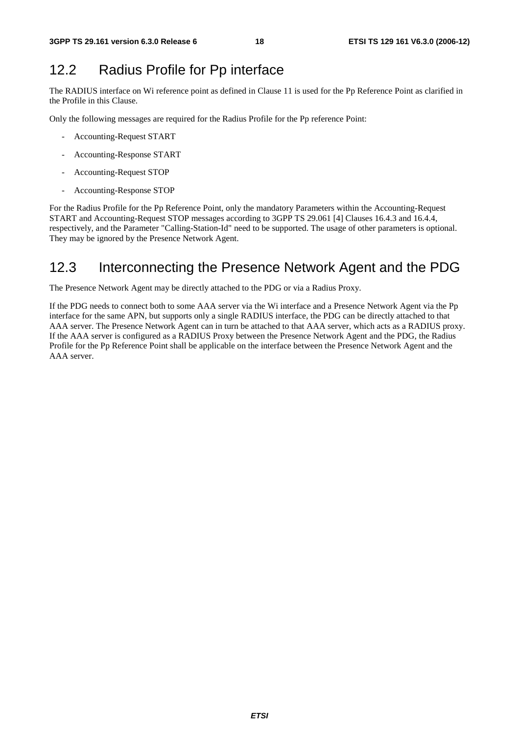## 12.2 Radius Profile for Pp interface

The RADIUS interface on Wi reference point as defined in Clause 11 is used for the Pp Reference Point as clarified in the Profile in this Clause.

Only the following messages are required for the Radius Profile for the Pp reference Point:

- Accounting-Request START
- Accounting-Response START
- Accounting-Request STOP
- Accounting-Response STOP

For the Radius Profile for the Pp Reference Point, only the mandatory Parameters within the Accounting-Request START and Accounting-Request STOP messages according to 3GPP TS 29.061 [4] Clauses 16.4.3 and 16.4.4, respectively, and the Parameter "Calling-Station-Id" need to be supported. The usage of other parameters is optional. They may be ignored by the Presence Network Agent.

## 12.3 Interconnecting the Presence Network Agent and the PDG

The Presence Network Agent may be directly attached to the PDG or via a Radius Proxy.

If the PDG needs to connect both to some AAA server via the Wi interface and a Presence Network Agent via the Pp interface for the same APN, but supports only a single RADIUS interface, the PDG can be directly attached to that AAA server. The Presence Network Agent can in turn be attached to that AAA server, which acts as a RADIUS proxy. If the AAA server is configured as a RADIUS Proxy between the Presence Network Agent and the PDG, the Radius Profile for the Pp Reference Point shall be applicable on the interface between the Presence Network Agent and the AAA server.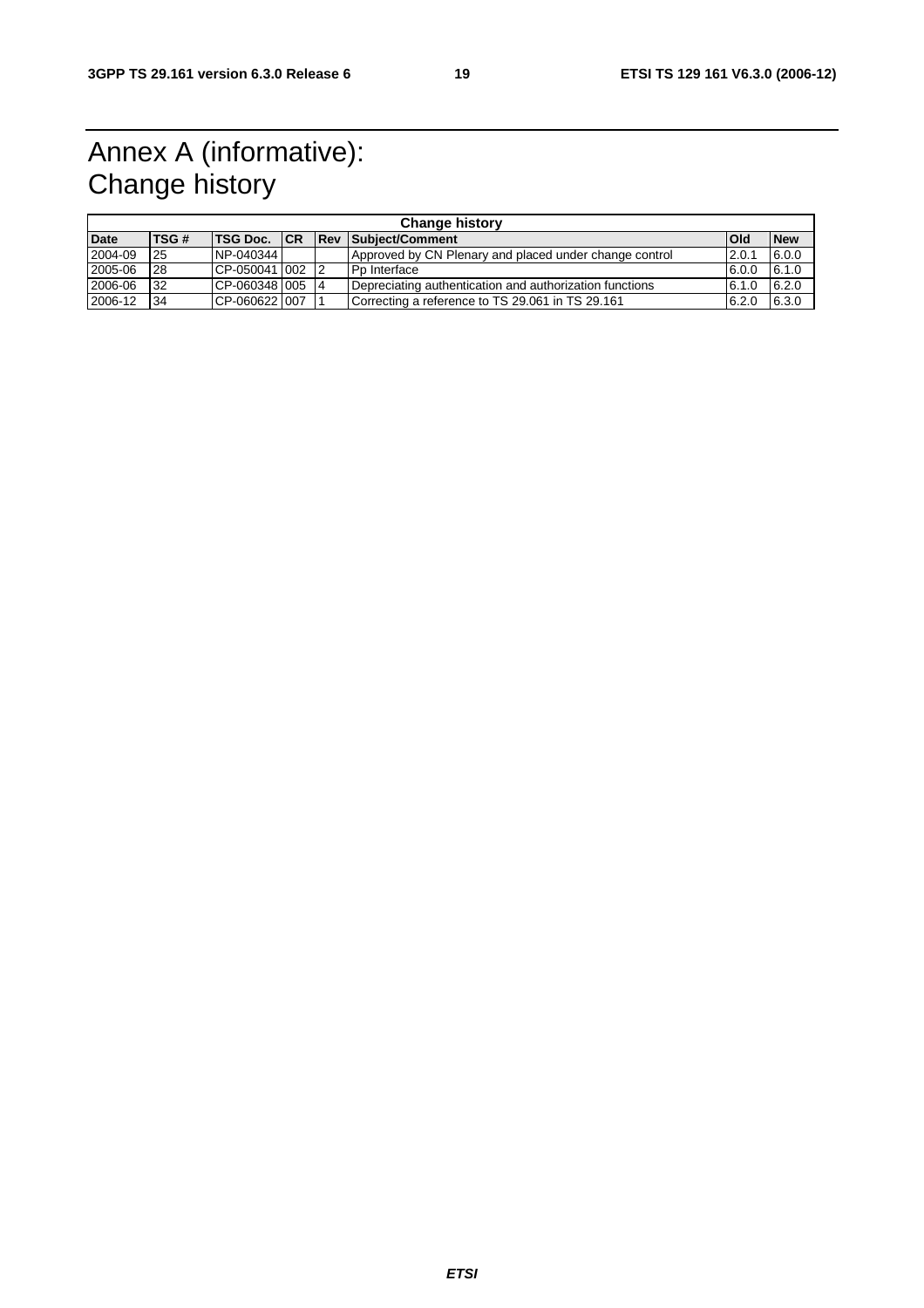# Annex A (informative): Change history

| Change history | | | | | | | |
|---|---|---|---|---|---|---|---|
| **Date** | **TSG #** | **TSG Doc.** | **CR** | **Rev** | **Subject/Comment** | **Old** | **New** |
| 2004-09 | 25 | NP-040344 | | | Approved by CN Plenary and placed under change control | 2.0.1 | 6.0.0 |
| 2005-06 | 28 | CP-050041 | 002 | 2 | Pp Interface | 6.0.0 | 6.1.0 |
| 2006-06 | 32 | CP-060348 | 005 | 4 | Depreciating authentication and authorization functions | 6.1.0 | 6.2.0 |
| 2006-12 | 34 | CP-060622 | 007 | 1 | Correcting a reference to TS 29.061 in TS 29.161 | 6.2.0 | 6.3.0 |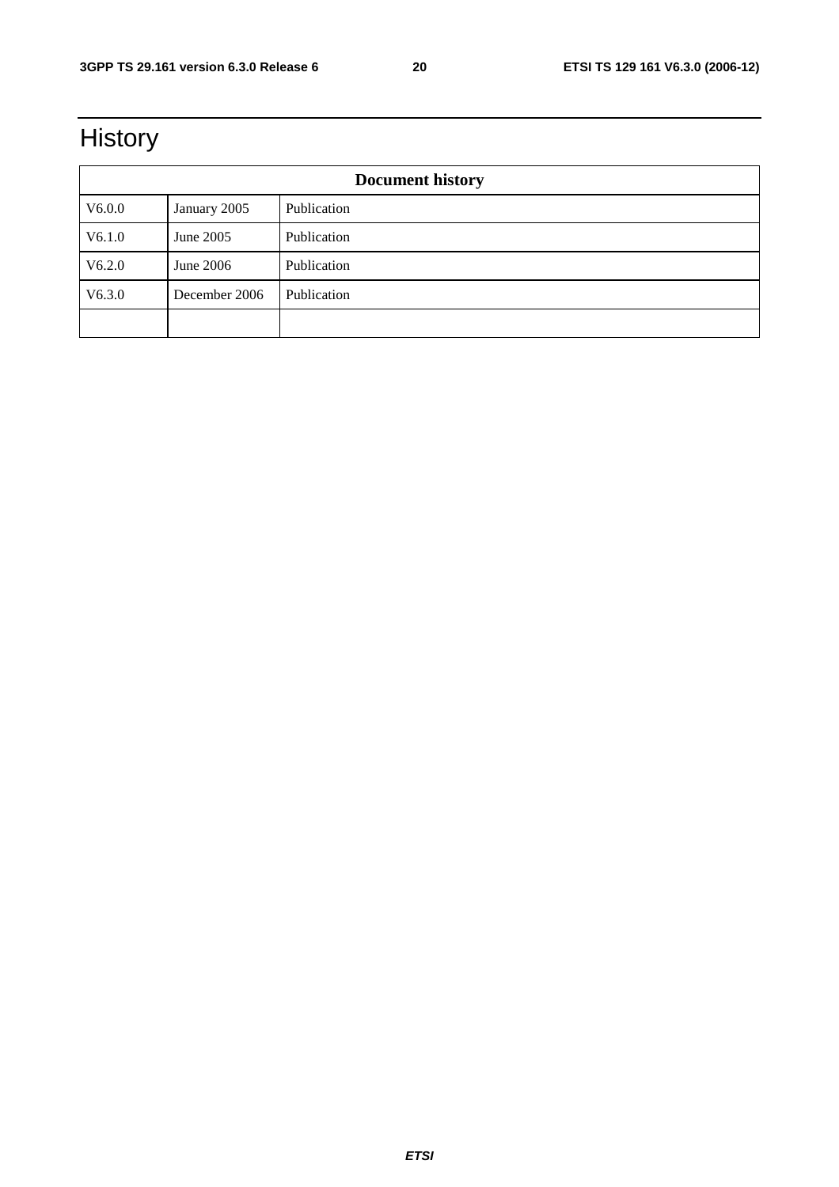# History

| Document history | | |
|---|---|---|
| V6.0.0 | January 2005 | Publication |
| V6.1.0 | June 2005 | Publication |
| V6.2.0 | June 2006 | Publication |
| V6.3.0 | December 2006 | Publication |
| | | |